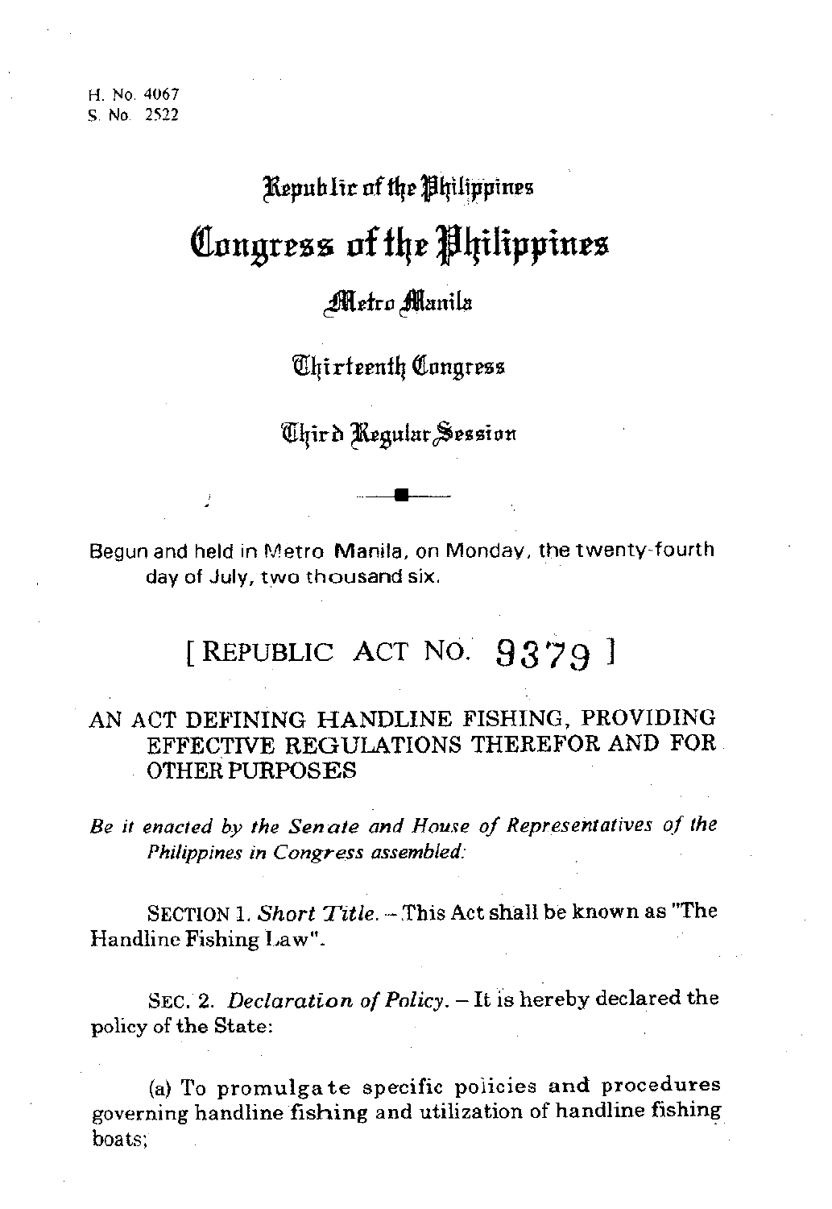H. No. 4067
S. No. 2522

# Republic of the Philippines

# Congress of the Philippines

## Metro Manila

## Thirteenth Congress

## Third Regular Session

Begun and held in Metro Manila, on Monday, the twenty-fourth day of July, two thousand six.

# [ REPUBLIC ACT NO. 9379 ]

## AN ACT DEFINING HANDLINE FISHING, PROVIDING EFFECTIVE REGULATIONS THEREFOR AND FOR OTHER PURPOSES

*Be it enacted by the Senate and House of Representatives of the Philippines in Congress assembled:*

SECTION 1. *Short Title.* – This Act shall be known as "The Handline Fishing Law".

SEC. 2. *Declaration of Policy.* – It is hereby declared the policy of the State:

(a) To promulgate specific policies and procedures governing handline fishing and utilization of handline fishing boats;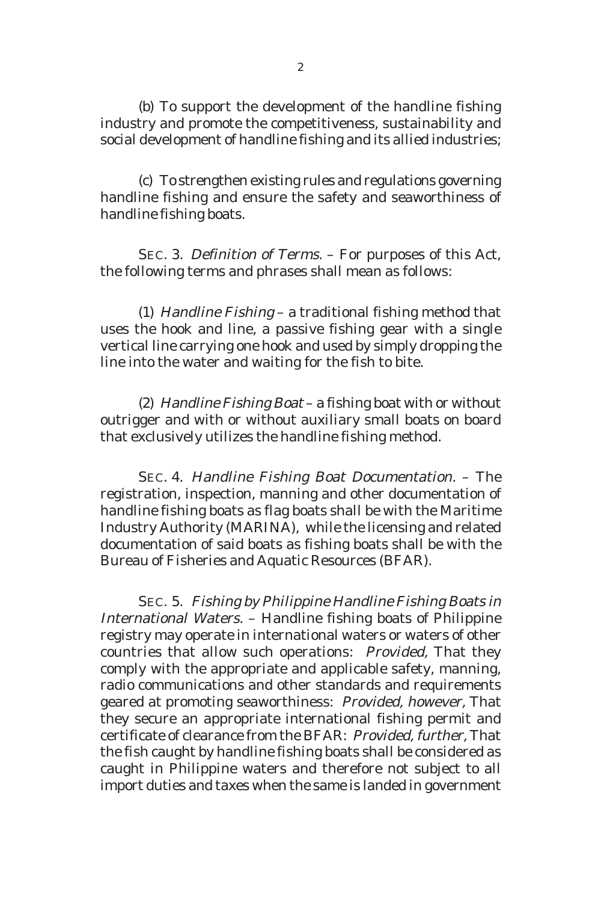(b) To support the development of the handline fishing industry and promote the competitiveness, sustainability and social development of handline fishing and its allied industries;

(c) To strengthen existing rules and regulations governing handline fishing and ensure the safety and seaworthiness of handline fishing boats.

SEC. 3. *Definition of Terms.* – For purposes of this Act, the following terms and phrases shall mean as follows:

(1) *Handline Fishing* – a traditional fishing method that uses the hook and line, a passive fishing gear with a single vertical line carrying one hook and used by simply dropping the line into the water and waiting for the fish to bite.

(2) *Handline Fishing Boat* – a fishing boat with or without outrigger and with or without auxiliary small boats on board that exclusively utilizes the handline fishing method.

SEC. 4. *Handline Fishing Boat Documentation.* – The registration, inspection, manning and other documentation of handline fishing boats as flag boats shall be with the Maritime Industry Authority (MARINA), while the licensing and related documentation of said boats as fishing boats shall be with the Bureau of Fisheries and Aquatic Resources (BFAR).

SEC. 5. *Fishing by Philippine Handline Fishing Boats in International Waters.* – Handline fishing boats of Philippine registry may operate in international waters or waters of other countries that allow such operations: *Provided,* That they comply with the appropriate and applicable safety, manning, radio communications and other standards and requirements geared at promoting seaworthiness: *Provided, however,* That they secure an appropriate international fishing permit and certificate of clearance from the BFAR: *Provided, further,* That the fish caught by handline fishing boats shall be considered as caught in Philippine waters and therefore not subject to all import duties and taxes when the same is landed in government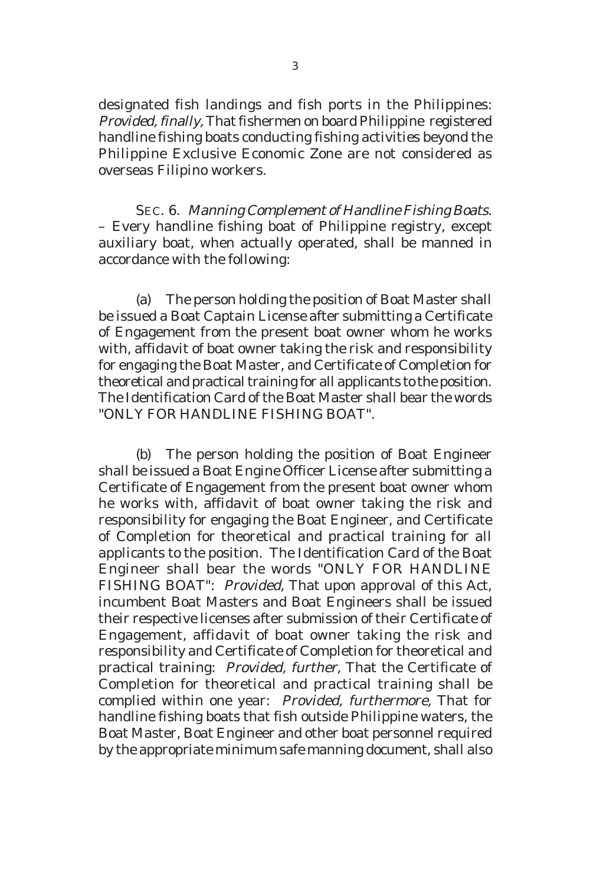designated fish landings and fish ports in the Philippines: *Provided, finally,* That fishermen on board Philippine registered handline fishing boats conducting fishing activities beyond the Philippine Exclusive Economic Zone are not considered as overseas Filipino workers.

SEC. 6. *Manning Complement of Handline Fishing Boats.* – Every handline fishing boat of Philippine registry, except auxiliary boat, when actually operated, shall be manned in accordance with the following:

(a) The person holding the position of Boat Master shall be issued a Boat Captain License after submitting a Certificate of Engagement from the present boat owner whom he works with, affidavit of boat owner taking the risk and responsibility for engaging the Boat Master, and Certificate of Completion for theoretical and practical training for all applicants to the position. The Identification Card of the Boat Master shall bear the words "ONLY FOR HANDLINE FISHING BOAT".

(b) The person holding the position of Boat Engineer shall be issued a Boat Engine Officer License after submitting a Certificate of Engagement from the present boat owner whom he works with, affidavit of boat owner taking the risk and responsibility for engaging the Boat Engineer, and Certificate of Completion for theoretical and practical training for all applicants to the position. The Identification Card of the Boat Engineer shall bear the words "ONLY FOR HANDLINE FISHING BOAT": *Provided,* That upon approval of this Act, incumbent Boat Masters and Boat Engineers shall be issued their respective licenses after submission of their Certificate of Engagement, affidavit of boat owner taking the risk and responsibility and Certificate of Completion for theoretical and practical training: *Provided, further,* That the Certificate of Completion for theoretical and practical training shall be complied within one year: *Provided, furthermore,* That for handline fishing boats that fish outside Philippine waters, the Boat Master, Boat Engineer and other boat personnel required by the appropriate minimum safe manning document, shall also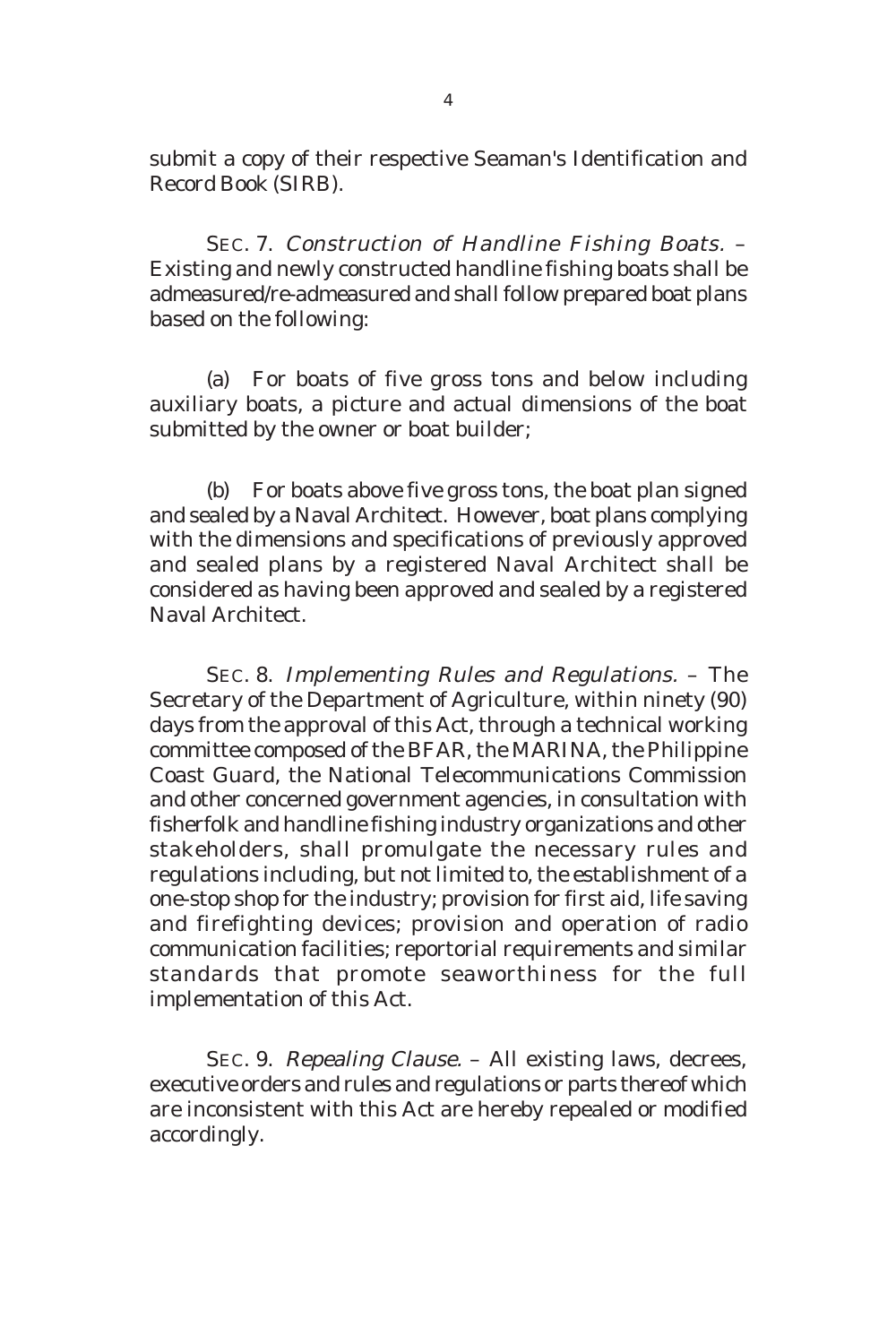submit a copy of their respective Seaman's Identification and Record Book (SIRB).

SEC. 7. *Construction of Handline Fishing Boats.* – Existing and newly constructed handline fishing boats shall be admeasured/re-admeasured and shall follow prepared boat plans based on the following:

(a) For boats of five gross tons and below including auxiliary boats, a picture and actual dimensions of the boat submitted by the owner or boat builder;

(b) For boats above five gross tons, the boat plan signed and sealed by a Naval Architect. However, boat plans complying with the dimensions and specifications of previously approved and sealed plans by a registered Naval Architect shall be considered as having been approved and sealed by a registered Naval Architect.

SEC. 8. *Implementing Rules and Regulations.* – The Secretary of the Department of Agriculture, within ninety (90) days from the approval of this Act, through a technical working committee composed of the BFAR, the MARINA, the Philippine Coast Guard, the National Telecommunications Commission and other concerned government agencies, in consultation with fisherfolk and handline fishing industry organizations and other stakeholders, shall promulgate the necessary rules and regulations including, but not limited to, the establishment of a one-stop shop for the industry; provision for first aid, life saving and firefighting devices; provision and operation of radio communication facilities; reportorial requirements and similar standards that promote seaworthiness for the full implementation of this Act.

SEC. 9. *Repealing Clause.* – All existing laws, decrees, executive orders and rules and regulations or parts thereof which are inconsistent with this Act are hereby repealed or modified accordingly.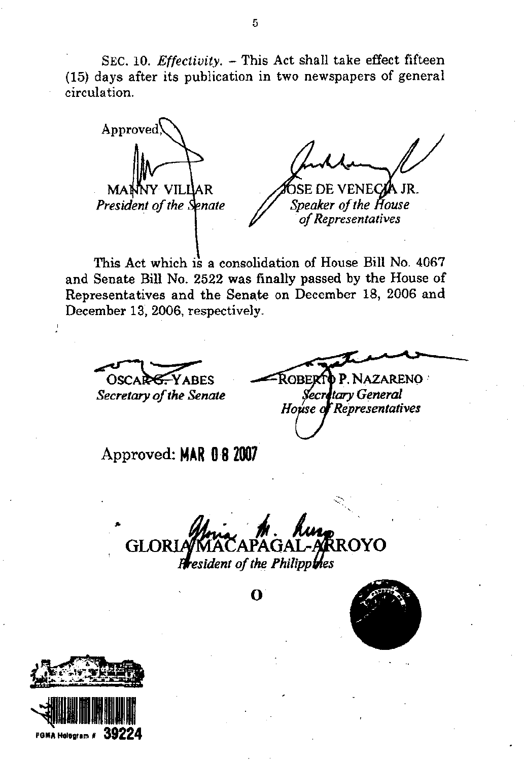SEC. 10. *Effectivity*. – This Act shall take effect fifteen (15) days after its publication in two newspapers of general circulation.

Approved,

MANNY VILLAR
*President of the Senate*

JOSE DE VENECIA JR.
*Speaker of the House of Representatives*

This Act which is a consolidation of House Bill No. 4067 and Senate Bill No. 2522 was finally passed by the House of Representatives and the Senate on December 18, 2006 and December 13, 2006, respectively.

OSCAR G. YABES
*Secretary of the Senate*

ROBERTO P. NAZARENO
*Secretary General*
*House of Representatives*

Approved: **MAR 08 2007**

GLORIA MACAPAGAL-ARROYO
*President of the Philippines*

O

PGMA Hologram # **39224**